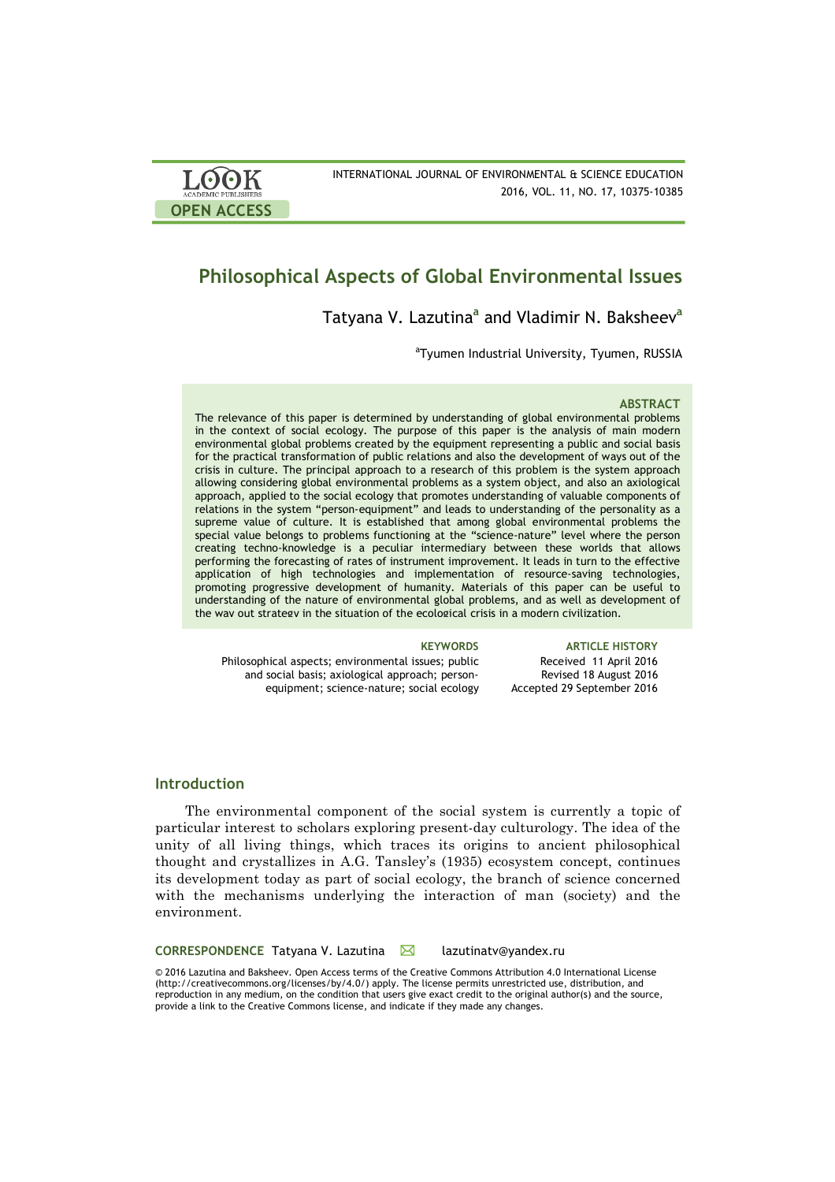# Philosophical Aspects of Global Environmental Issues

Tatyana V. Lazutina[a] and Vladimir N. Baksheev[a]

[a]Tyumen Industrial University, Tyumen, RUSSIA

### ABSTRACT

The relevance of this paper is determined by understanding of global environmental problems in the context of social ecology. The purpose of this paper is the analysis of main modern environmental global problems created by the equipment representing a public and social basis for the practical transformation of public relations and also the development of ways out of the crisis in culture. The principal approach to a research of this problem is the system approach allowing considering global environmental problems as a system object, and also an axiological approach, applied to the social ecology that promotes understanding of valuable components of relations in the system "person-equipment" and leads to understanding of the personality as a supreme value of culture. It is established that among global environmental problems the special value belongs to problems functioning at the "science-nature" level where the person creating techno-knowledge is a peculiar intermediary between these worlds that allows performing the forecasting of rates of instrument improvement. It leads in turn to the effective application of high technologies and implementation of resource-saving technologies, promoting progressive development of humanity. Materials of this paper can be useful to understanding of the nature of environmental global problems, and as well as development of the way out strategy in the situation of the ecological crisis in a modern civilization.

**KEYWORDS**

Philosophical aspects; environmental issues; public and social basis; axiological approach; person-equipment; science-nature; social ecology

**ARTICLE HISTORY**

Received 11 April 2016
Revised 18 August 2016
Accepted 29 September 2016

## Introduction

The environmental component of the social system is currently a topic of particular interest to scholars exploring present-day culturology. The idea of the unity of all living things, which traces its origins to ancient philosophical thought and crystallizes in A.G. Tansley's (1935) ecosystem concept, continues its development today as part of social ecology, the branch of science concerned with the mechanisms underlying the interaction of man (society) and the environment.

**CORRESPONDENCE** Tatyana V. Lazutina ✉ lazutinatv@yandex.ru

© 2016 Lazutina and Baksheev. Open Access terms of the Creative Commons Attribution 4.0 International License (http://creativecommons.org/licenses/by/4.0/) apply. The license permits unrestricted use, distribution, and reproduction in any medium, on the condition that users give exact credit to the original author(s) and the source, provide a link to the Creative Commons license, and indicate if they made any changes.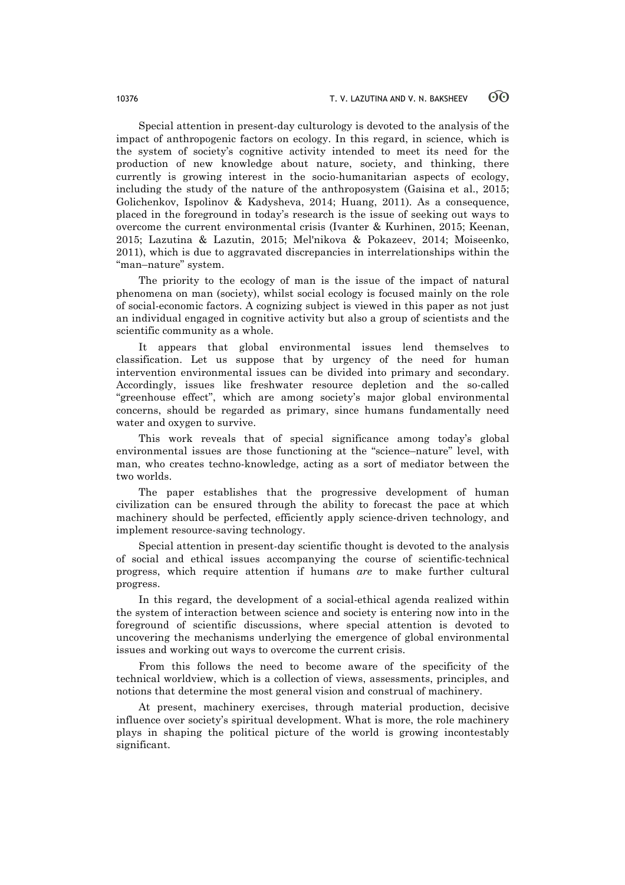Special attention in present-day culturology is devoted to the analysis of the impact of anthropogenic factors on ecology. In this regard, in science, which is the system of society's cognitive activity intended to meet its need for the production of new knowledge about nature, society, and thinking, there currently is growing interest in the socio-humanitarian aspects of ecology, including the study of the nature of the anthroposystem (Gaisina et al., 2015; Golichenkov, Ispolinov & Kadysheva, 2014; Huang, 2011). As a consequence, placed in the foreground in today's research is the issue of seeking out ways to overcome the current environmental crisis (Ivanter & Kurhinen, 2015; Keenan, 2015; Lazutina & Lazutin, 2015; Mel'nikova & Pokazeev, 2014; Moiseenko, 2011), which is due to aggravated discrepancies in interrelationships within the "man–nature" system.

The priority to the ecology of man is the issue of the impact of natural phenomena on man (society), whilst social ecology is focused mainly on the role of social-economic factors. A cognizing subject is viewed in this paper as not just an individual engaged in cognitive activity but also a group of scientists and the scientific community as a whole.

It appears that global environmental issues lend themselves to classification. Let us suppose that by urgency of the need for human intervention environmental issues can be divided into primary and secondary. Accordingly, issues like freshwater resource depletion and the so-called "greenhouse effect", which are among society's major global environmental concerns, should be regarded as primary, since humans fundamentally need water and oxygen to survive.

This work reveals that of special significance among today's global environmental issues are those functioning at the "science–nature" level, with man, who creates techno-knowledge, acting as a sort of mediator between the two worlds.

The paper establishes that the progressive development of human civilization can be ensured through the ability to forecast the pace at which machinery should be perfected, efficiently apply science-driven technology, and implement resource-saving technology.

Special attention in present-day scientific thought is devoted to the analysis of social and ethical issues accompanying the course of scientific-technical progress, which require attention if humans *are* to make further cultural progress.

In this regard, the development of a social-ethical agenda realized within the system of interaction between science and society is entering now into in the foreground of scientific discussions, where special attention is devoted to uncovering the mechanisms underlying the emergence of global environmental issues and working out ways to overcome the current crisis.

From this follows the need to become aware of the specificity of the technical worldview, which is a collection of views, assessments, principles, and notions that determine the most general vision and construal of machinery.

At present, machinery exercises, through material production, decisive influence over society's spiritual development. What is more, the role machinery plays in shaping the political picture of the world is growing incontestably significant.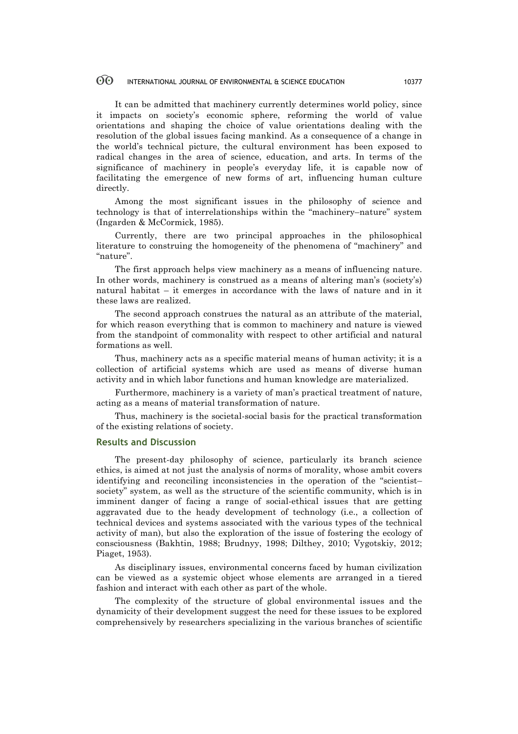It can be admitted that machinery currently determines world policy, since it impacts on society's economic sphere, reforming the world of value orientations and shaping the choice of value orientations dealing with the resolution of the global issues facing mankind. As a consequence of a change in the world's technical picture, the cultural environment has been exposed to radical changes in the area of science, education, and arts. In terms of the significance of machinery in people's everyday life, it is capable now of facilitating the emergence of new forms of art, influencing human culture directly.

Among the most significant issues in the philosophy of science and technology is that of interrelationships within the "machinery–nature" system (Ingarden & McCormick, 1985).

Currently, there are two principal approaches in the philosophical literature to construing the homogeneity of the phenomena of "machinery" and "nature".

The first approach helps view machinery as a means of influencing nature. In other words, machinery is construed as a means of altering man's (society's) natural habitat – it emerges in accordance with the laws of nature and in it these laws are realized.

The second approach construes the natural as an attribute of the material, for which reason everything that is common to machinery and nature is viewed from the standpoint of commonality with respect to other artificial and natural formations as well.

Thus, machinery acts as a specific material means of human activity; it is a collection of artificial systems which are used as means of diverse human activity and in which labor functions and human knowledge are materialized.

Furthermore, machinery is a variety of man's practical treatment of nature, acting as a means of material transformation of nature.

Thus, machinery is the societal-social basis for the practical transformation of the existing relations of society.

## Results and Discussion

The present-day philosophy of science, particularly its branch science ethics, is aimed at not just the analysis of norms of morality, whose ambit covers identifying and reconciling inconsistencies in the operation of the "scientist–society" system, as well as the structure of the scientific community, which is in imminent danger of facing a range of social-ethical issues that are getting aggravated due to the heady development of technology (i.e., a collection of technical devices and systems associated with the various types of the technical activity of man), but also the exploration of the issue of fostering the ecology of consciousness (Bakhtin, 1988; Brudnyy, 1998; Dilthey, 2010; Vygotskiy, 2012; Piaget, 1953).

As disciplinary issues, environmental concerns faced by human civilization can be viewed as a systemic object whose elements are arranged in a tiered fashion and interact with each other as part of the whole.

The complexity of the structure of global environmental issues and the dynamicity of their development suggest the need for these issues to be explored comprehensively by researchers specializing in the various branches of scientific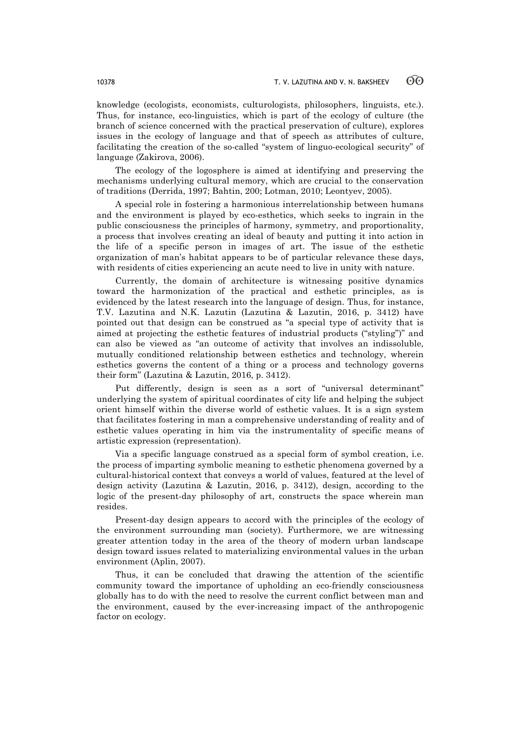knowledge (ecologists, economists, culturologists, philosophers, linguists, etc.). Thus, for instance, eco-linguistics, which is part of the ecology of culture (the branch of science concerned with the practical preservation of culture), explores issues in the ecology of language and that of speech as attributes of culture, facilitating the creation of the so-called "system of linguo-ecological security" of language (Zakirova, 2006).

The ecology of the logosphere is aimed at identifying and preserving the mechanisms underlying cultural memory, which are crucial to the conservation of traditions (Derrida, 1997; Bahtin, 200; Lotman, 2010; Leontyev, 2005).

A special role in fostering a harmonious interrelationship between humans and the environment is played by eco-esthetics, which seeks to ingrain in the public consciousness the principles of harmony, symmetry, and proportionality, a process that involves creating an ideal of beauty and putting it into action in the life of a specific person in images of art. The issue of the esthetic organization of man's habitat appears to be of particular relevance these days, with residents of cities experiencing an acute need to live in unity with nature.

Currently, the domain of architecture is witnessing positive dynamics toward the harmonization of the practical and esthetic principles, as is evidenced by the latest research into the language of design. Thus, for instance, T.V. Lazutina and N.K. Lazutin (Lazutina & Lazutin, 2016, p. 3412) have pointed out that design can be construed as "a special type of activity that is aimed at projecting the esthetic features of industrial products ("styling")" and can also be viewed as "an outcome of activity that involves an indissoluble, mutually conditioned relationship between esthetics and technology, wherein esthetics governs the content of a thing or a process and technology governs their form" (Lazutina & Lazutin, 2016, p. 3412).

Put differently, design is seen as a sort of "universal determinant" underlying the system of spiritual coordinates of city life and helping the subject orient himself within the diverse world of esthetic values. It is a sign system that facilitates fostering in man a comprehensive understanding of reality and of esthetic values operating in him via the instrumentality of specific means of artistic expression (representation).

Via a specific language construed as a special form of symbol creation, i.e. the process of imparting symbolic meaning to esthetic phenomena governed by a cultural-historical context that conveys a world of values, featured at the level of design activity (Lazutina & Lazutin, 2016, p. 3412), design, according to the logic of the present-day philosophy of art, constructs the space wherein man resides.

Present-day design appears to accord with the principles of the ecology of the environment surrounding man (society). Furthermore, we are witnessing greater attention today in the area of the theory of modern urban landscape design toward issues related to materializing environmental values in the urban environment (Aplin, 2007).

Thus, it can be concluded that drawing the attention of the scientific community toward the importance of upholding an eco-friendly consciousness globally has to do with the need to resolve the current conflict between man and the environment, caused by the ever-increasing impact of the anthropogenic factor on ecology.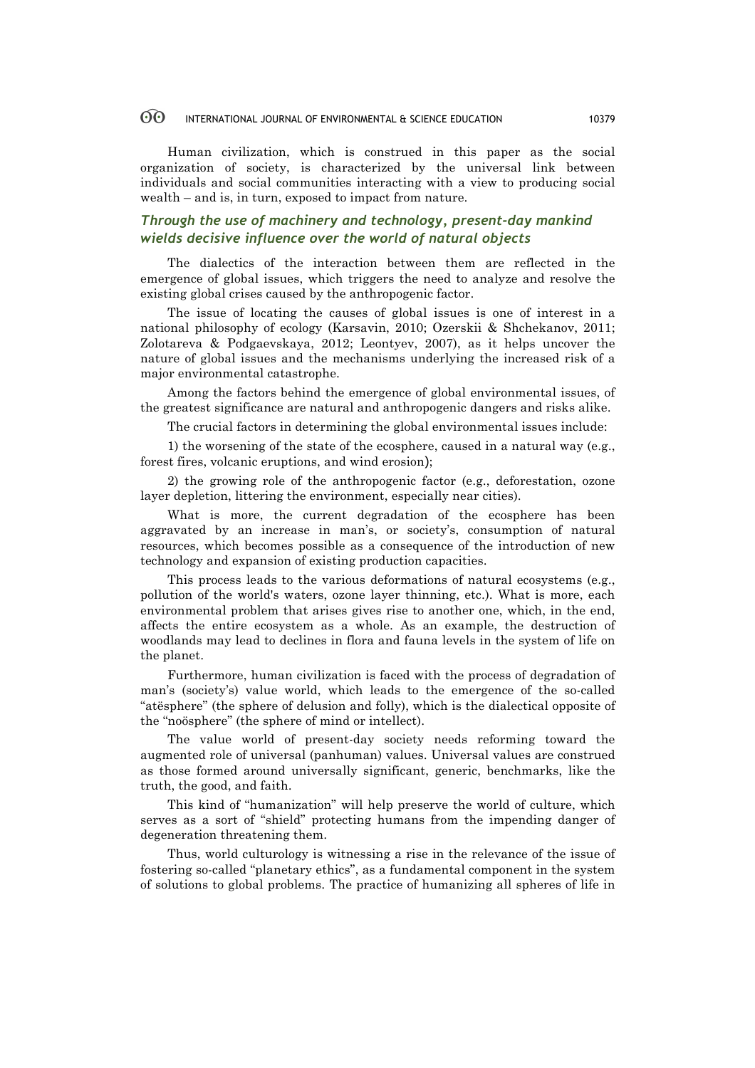Human civilization, which is construed in this paper as the social organization of society, is characterized by the universal link between individuals and social communities interacting with a view to producing social wealth – and is, in turn, exposed to impact from nature.

### *Through the use of machinery and technology, present-day mankind wields decisive influence over the world of natural objects*

The dialectics of the interaction between them are reflected in the emergence of global issues, which triggers the need to analyze and resolve the existing global crises caused by the anthropogenic factor.

The issue of locating the causes of global issues is one of interest in a national philosophy of ecology (Karsavin, 2010; Ozerskii & Shchekanov, 2011; Zolotareva & Podgaevskaya, 2012; Leontyev, 2007), as it helps uncover the nature of global issues and the mechanisms underlying the increased risk of a major environmental catastrophe.

Among the factors behind the emergence of global environmental issues, of the greatest significance are natural and anthropogenic dangers and risks alike.

The crucial factors in determining the global environmental issues include:

1) the worsening of the state of the ecosphere, caused in a natural way (e.g., forest fires, volcanic eruptions, and wind erosion);

2) the growing role of the anthropogenic factor (e.g., deforestation, ozone layer depletion, littering the environment, especially near cities).

What is more, the current degradation of the ecosphere has been aggravated by an increase in man's, or society's, consumption of natural resources, which becomes possible as a consequence of the introduction of new technology and expansion of existing production capacities.

This process leads to the various deformations of natural ecosystems (e.g., pollution of the world's waters, ozone layer thinning, etc.). What is more, each environmental problem that arises gives rise to another one, which, in the end, affects the entire ecosystem as a whole. As an example, the destruction of woodlands may lead to declines in flora and fauna levels in the system of life on the planet.

Furthermore, human civilization is faced with the process of degradation of man's (society's) value world, which leads to the emergence of the so-called "atësphere" (the sphere of delusion and folly), which is the dialectical opposite of the "noösphere" (the sphere of mind or intellect).

The value world of present-day society needs reforming toward the augmented role of universal (panhuman) values. Universal values are construed as those formed around universally significant, generic, benchmarks, like the truth, the good, and faith.

This kind of "humanization" will help preserve the world of culture, which serves as a sort of "shield" protecting humans from the impending danger of degeneration threatening them.

Thus, world culturology is witnessing a rise in the relevance of the issue of fostering so-called "planetary ethics", as a fundamental component in the system of solutions to global problems. The practice of humanizing all spheres of life in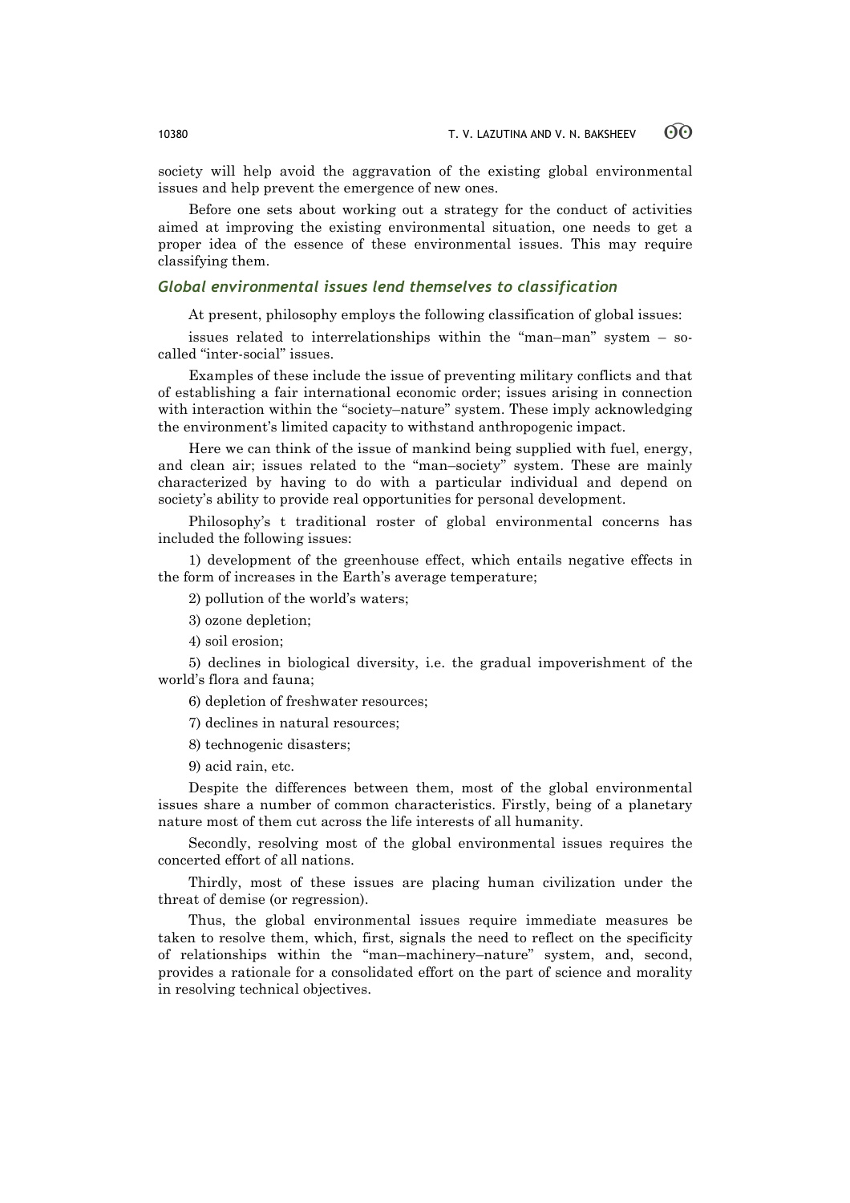society will help avoid the aggravation of the existing global environmental issues and help prevent the emergence of new ones.

Before one sets about working out a strategy for the conduct of activities aimed at improving the existing environmental situation, one needs to get a proper idea of the essence of these environmental issues. This may require classifying them.

## *Global environmental issues lend themselves to classification*

At present, philosophy employs the following classification of global issues:

issues related to interrelationships within the "man–man" system – so-called "inter-social" issues.

Examples of these include the issue of preventing military conflicts and that of establishing a fair international economic order; issues arising in connection with interaction within the "society–nature" system. These imply acknowledging the environment's limited capacity to withstand anthropogenic impact.

Here we can think of the issue of mankind being supplied with fuel, energy, and clean air; issues related to the "man–society" system. These are mainly characterized by having to do with a particular individual and depend on society's ability to provide real opportunities for personal development.

Philosophy's t traditional roster of global environmental concerns has included the following issues:

1) development of the greenhouse effect, which entails negative effects in the form of increases in the Earth's average temperature;

2) pollution of the world's waters;

3) ozone depletion;

4) soil erosion;

5) declines in biological diversity, i.e. the gradual impoverishment of the world's flora and fauna;

6) depletion of freshwater resources;

7) declines in natural resources;

8) technogenic disasters;

9) acid rain, etc.

Despite the differences between them, most of the global environmental issues share a number of common characteristics. Firstly, being of a planetary nature most of them cut across the life interests of all humanity.

Secondly, resolving most of the global environmental issues requires the concerted effort of all nations.

Thirdly, most of these issues are placing human civilization under the threat of demise (or regression).

Thus, the global environmental issues require immediate measures be taken to resolve them, which, first, signals the need to reflect on the specificity of relationships within the "man–machinery–nature" system, and, second, provides a rationale for a consolidated effort on the part of science and morality in resolving technical objectives.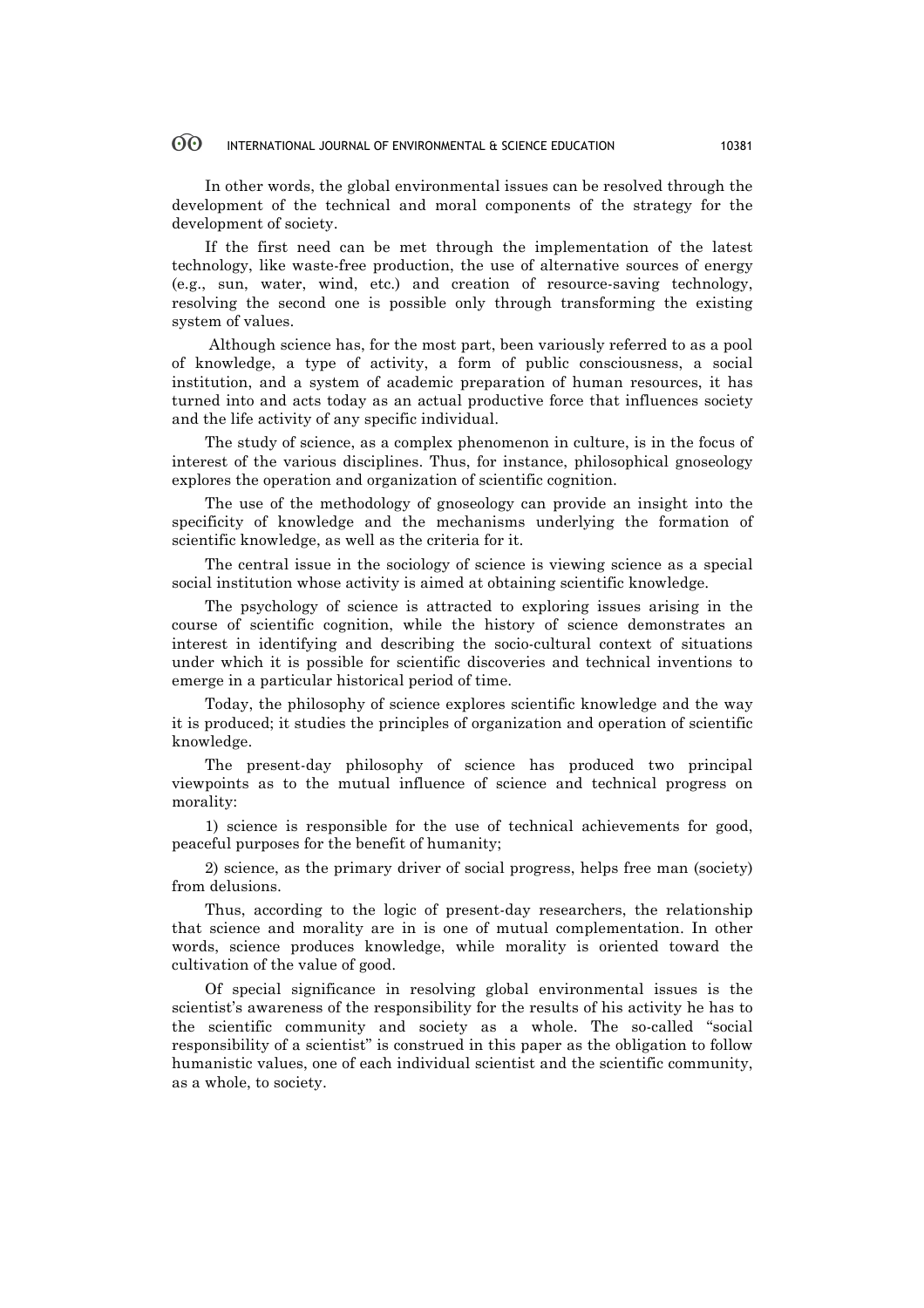In other words, the global environmental issues can be resolved through the development of the technical and moral components of the strategy for the development of society.

If the first need can be met through the implementation of the latest technology, like waste-free production, the use of alternative sources of energy (e.g., sun, water, wind, etc.) and creation of resource-saving technology, resolving the second one is possible only through transforming the existing system of values.

Although science has, for the most part, been variously referred to as a pool of knowledge, a type of activity, a form of public consciousness, a social institution, and a system of academic preparation of human resources, it has turned into and acts today as an actual productive force that influences society and the life activity of any specific individual.

The study of science, as a complex phenomenon in culture, is in the focus of interest of the various disciplines. Thus, for instance, philosophical gnoseology explores the operation and organization of scientific cognition.

The use of the methodology of gnoseology can provide an insight into the specificity of knowledge and the mechanisms underlying the formation of scientific knowledge, as well as the criteria for it.

The central issue in the sociology of science is viewing science as a special social institution whose activity is aimed at obtaining scientific knowledge.

The psychology of science is attracted to exploring issues arising in the course of scientific cognition, while the history of science demonstrates an interest in identifying and describing the socio-cultural context of situations under which it is possible for scientific discoveries and technical inventions to emerge in a particular historical period of time.

Today, the philosophy of science explores scientific knowledge and the way it is produced; it studies the principles of organization and operation of scientific knowledge.

The present-day philosophy of science has produced two principal viewpoints as to the mutual influence of science and technical progress on morality:

1) science is responsible for the use of technical achievements for good, peaceful purposes for the benefit of humanity;

2) science, as the primary driver of social progress, helps free man (society) from delusions.

Thus, according to the logic of present-day researchers, the relationship that science and morality are in is one of mutual complementation. In other words, science produces knowledge, while morality is oriented toward the cultivation of the value of good.

Of special significance in resolving global environmental issues is the scientist's awareness of the responsibility for the results of his activity he has to the scientific community and society as a whole. The so-called "social responsibility of a scientist" is construed in this paper as the obligation to follow humanistic values, one of each individual scientist and the scientific community, as a whole, to society.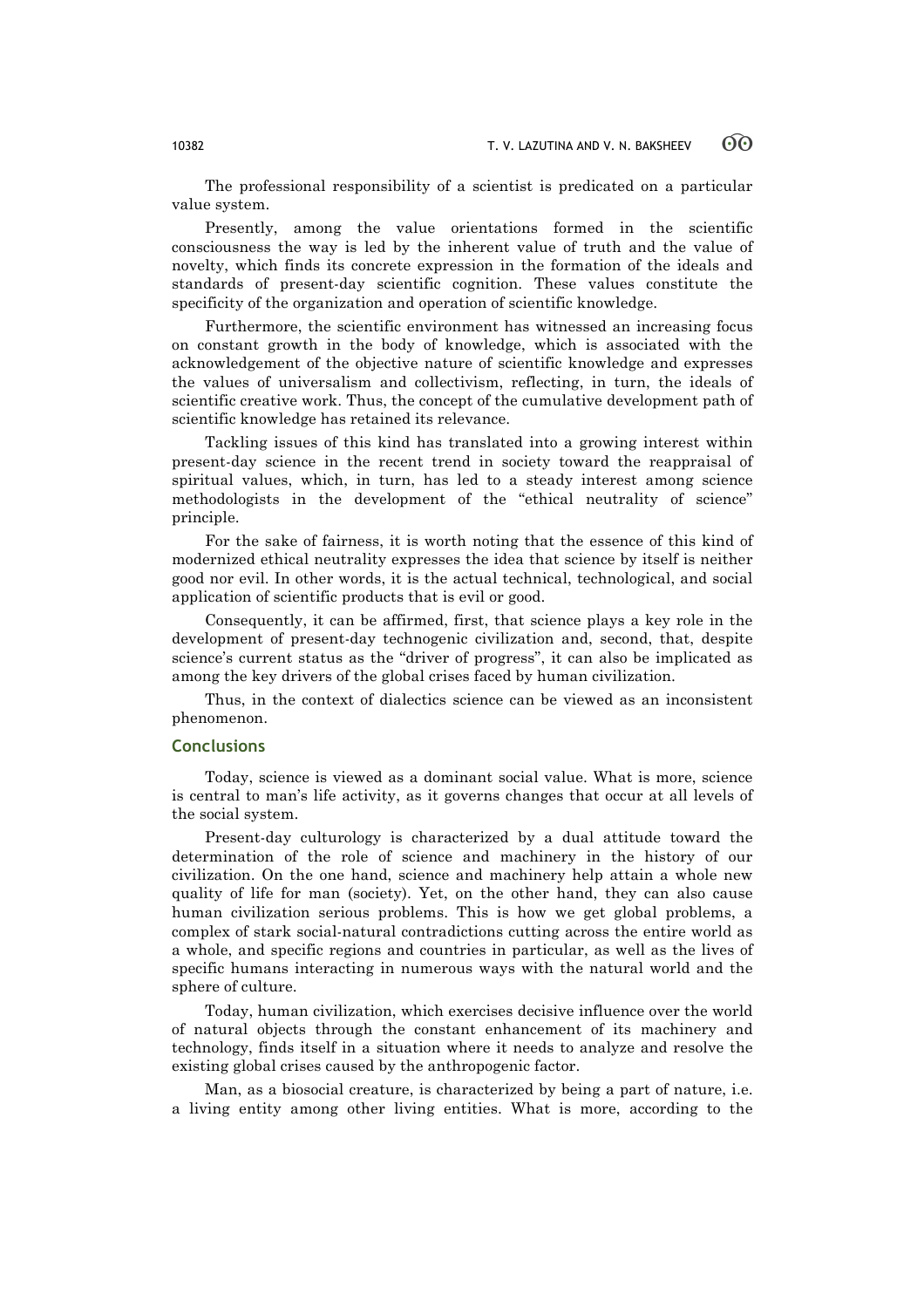The professional responsibility of a scientist is predicated on a particular value system.

Presently, among the value orientations formed in the scientific consciousness the way is led by the inherent value of truth and the value of novelty, which finds its concrete expression in the formation of the ideals and standards of present-day scientific cognition. These values constitute the specificity of the organization and operation of scientific knowledge.

Furthermore, the scientific environment has witnessed an increasing focus on constant growth in the body of knowledge, which is associated with the acknowledgement of the objective nature of scientific knowledge and expresses the values of universalism and collectivism, reflecting, in turn, the ideals of scientific creative work. Thus, the concept of the cumulative development path of scientific knowledge has retained its relevance.

Tackling issues of this kind has translated into a growing interest within present-day science in the recent trend in society toward the reappraisal of spiritual values, which, in turn, has led to a steady interest among science methodologists in the development of the "ethical neutrality of science" principle.

For the sake of fairness, it is worth noting that the essence of this kind of modernized ethical neutrality expresses the idea that science by itself is neither good nor evil. In other words, it is the actual technical, technological, and social application of scientific products that is evil or good.

Consequently, it can be affirmed, first, that science plays a key role in the development of present-day technogenic civilization and, second, that, despite science's current status as the "driver of progress", it can also be implicated as among the key drivers of the global crises faced by human civilization.

Thus, in the context of dialectics science can be viewed as an inconsistent phenomenon.

## Conclusions

Today, science is viewed as a dominant social value. What is more, science is central to man's life activity, as it governs changes that occur at all levels of the social system.

Present-day culturology is characterized by a dual attitude toward the determination of the role of science and machinery in the history of our civilization. On the one hand, science and machinery help attain a whole new quality of life for man (society). Yet, on the other hand, they can also cause human civilization serious problems. This is how we get global problems, a complex of stark social-natural contradictions cutting across the entire world as a whole, and specific regions and countries in particular, as well as the lives of specific humans interacting in numerous ways with the natural world and the sphere of culture.

Today, human civilization, which exercises decisive influence over the world of natural objects through the constant enhancement of its machinery and technology, finds itself in a situation where it needs to analyze and resolve the existing global crises caused by the anthropogenic factor.

Man, as a biosocial creature, is characterized by being a part of nature, i.e. a living entity among other living entities. What is more, according to the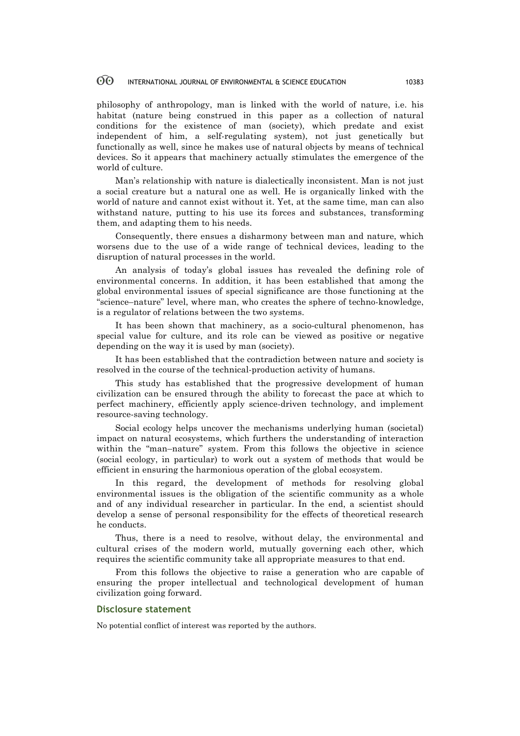philosophy of anthropology, man is linked with the world of nature, i.e. his habitat (nature being construed in this paper as a collection of natural conditions for the existence of man (society), which predate and exist independent of him, a self-regulating system), not just genetically but functionally as well, since he makes use of natural objects by means of technical devices. So it appears that machinery actually stimulates the emergence of the world of culture.

Man's relationship with nature is dialectically inconsistent. Man is not just a social creature but a natural one as well. He is organically linked with the world of nature and cannot exist without it. Yet, at the same time, man can also withstand nature, putting to his use its forces and substances, transforming them, and adapting them to his needs.

Consequently, there ensues a disharmony between man and nature, which worsens due to the use of a wide range of technical devices, leading to the disruption of natural processes in the world.

An analysis of today's global issues has revealed the defining role of environmental concerns. In addition, it has been established that among the global environmental issues of special significance are those functioning at the "science–nature" level, where man, who creates the sphere of techno-knowledge, is a regulator of relations between the two systems.

It has been shown that machinery, as a socio-cultural phenomenon, has special value for culture, and its role can be viewed as positive or negative depending on the way it is used by man (society).

It has been established that the contradiction between nature and society is resolved in the course of the technical-production activity of humans.

This study has established that the progressive development of human civilization can be ensured through the ability to forecast the pace at which to perfect machinery, efficiently apply science-driven technology, and implement resource-saving technology.

Social ecology helps uncover the mechanisms underlying human (societal) impact on natural ecosystems, which furthers the understanding of interaction within the "man–nature" system. From this follows the objective in science (social ecology, in particular) to work out a system of methods that would be efficient in ensuring the harmonious operation of the global ecosystem.

In this regard, the development of methods for resolving global environmental issues is the obligation of the scientific community as a whole and of any individual researcher in particular. In the end, a scientist should develop a sense of personal responsibility for the effects of theoretical research he conducts.

Thus, there is a need to resolve, without delay, the environmental and cultural crises of the modern world, mutually governing each other, which requires the scientific community take all appropriate measures to that end.

From this follows the objective to raise a generation who are capable of ensuring the proper intellectual and technological development of human civilization going forward.

## Disclosure statement

No potential conflict of interest was reported by the authors.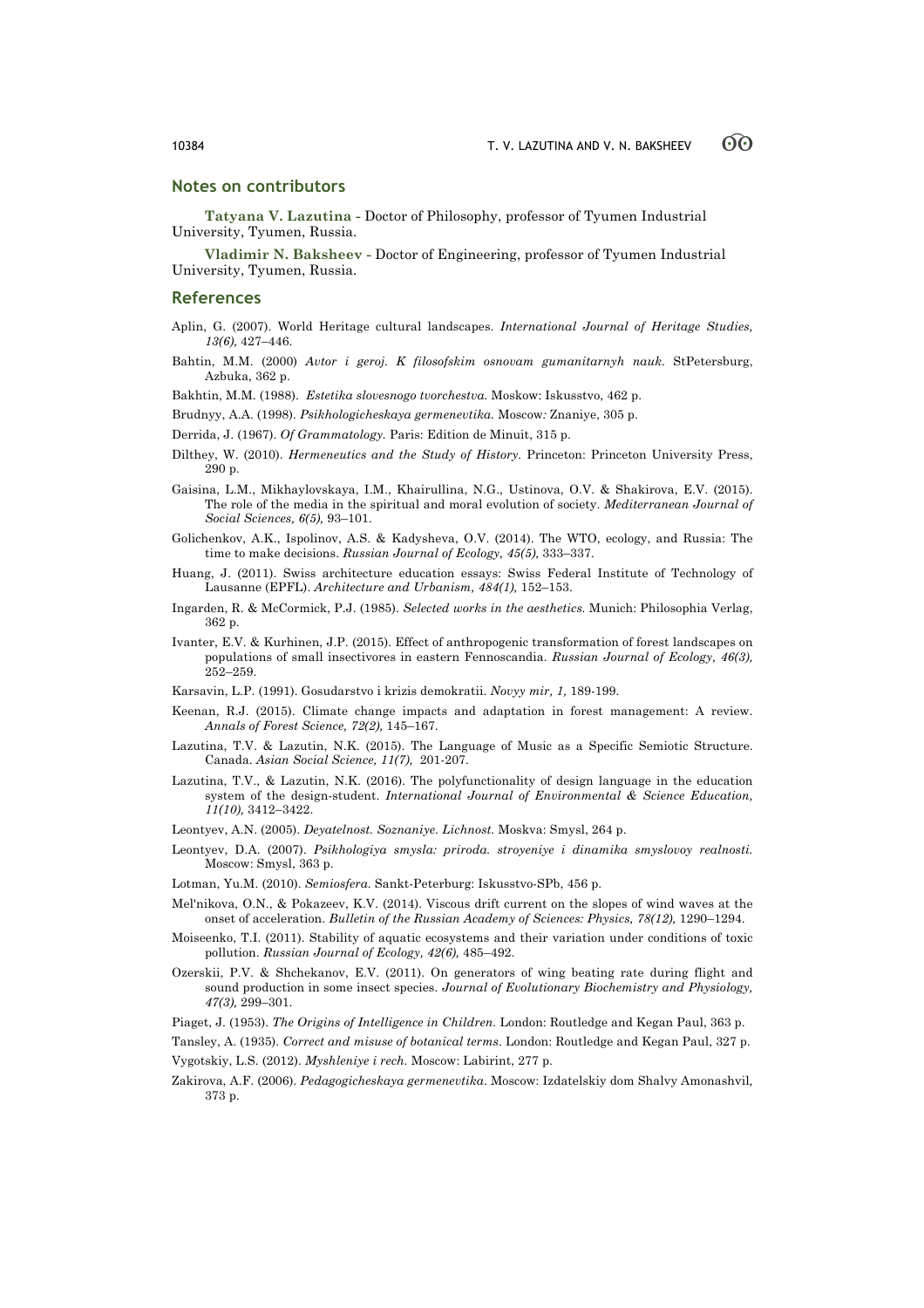## Notes on contributors

**Tatyana V. Lazutina** - Doctor of Philosophy, professor of Tyumen Industrial University, Tyumen, Russia.

**Vladimir N. Baksheev** - Doctor of Engineering, professor of Tyumen Industrial University, Tyumen, Russia.

## References

Aplin, G. (2007). World Heritage cultural landscapes. *International Journal of Heritage Studies, 13(6),* 427–446.

Bahtin, M.M. (2000) *Avtor i geroj. K filosofskim osnovam gumanitarnyh nauk.* StPetersburg, Azbuka, 362 p.

Bakhtin, M.M. (1988). *Estetika slovesnogo tvorchestva.* Moskow: Iskusstvo, 462 p.

Brudnyy, A.A. (1998). *Psikhologicheskaya germenevtika.* Moscow: Znaniye, 305 p.

Derrida, J. (1967). *Of Grammatology.* Paris: Edition de Minuit, 315 p.

Dilthey, W. (2010). *Hermeneutics and the Study of History.* Princeton: Princeton University Press, 290 p.

Gaisina, L.M., Mikhaylovskaya, I.M., Khairullina, N.G., Ustinova, O.V. & Shakirova, E.V. (2015). The role of the media in the spiritual and moral evolution of society. *Mediterranean Journal of Social Sciences, 6(5),* 93–101.

Golichenkov, A.K., Ispolinov, A.S. & Kadysheva, O.V. (2014). The WTO, ecology, and Russia: The time to make decisions. *Russian Journal of Ecology, 45(5),* 333–337.

Huang, J. (2011). Swiss architecture education essays: Swiss Federal Institute of Technology of Lausanne (EPFL). *Architecture and Urbanism, 484(1),* 152–153.

Ingarden, R. & McCormick, P.J. (1985). *Selected works in the aesthetics.* Munich: Philosophia Verlag, 362 p.

Ivanter, E.V. & Kurhinen, J.P. (2015). Effect of anthropogenic transformation of forest landscapes on populations of small insectivores in eastern Fennoscandia. *Russian Journal of Ecology, 46(3),* 252–259.

Karsavin, L.P. (1991). Gosudarstvo i krizis demokratii. *Novyy mir, 1,* 189-199.

Keenan, R.J. (2015). Climate change impacts and adaptation in forest management: A review. *Annals of Forest Science, 72(2),* 145–167.

Lazutina, T.V. & Lazutin, N.K. (2015). The Language of Music as a Specific Semiotic Structure. Canada. *Asian Social Science, 11(7),* 201-207.

Lazutina, T.V., & Lazutin, N.K. (2016). The polyfunctionality of design language in the education system of the design-student. *International Journal of Environmental & Science Education, 11(10),* 3412–3422.

Leontyev, A.N. (2005). *Deyatelnost. Soznaniye. Lichnost.* Moskva: Smysl, 264 p.

Leontyev, D.A. (2007). *Psikhologiya smysla: priroda. stroyeniye i dinamika smyslovoy realnosti.* Moscow: Smysl, 363 p.

Lotman, Yu.M. (2010). *Semiosfera.* Sankt-Peterburg: Iskusstvo-SPb, 456 p.

Mel'nikova, O.N., & Pokazeev, K.V. (2014). Viscous drift current on the slopes of wind waves at the onset of acceleration. *Bulletin of the Russian Academy of Sciences: Physics, 78(12),* 1290–1294.

Moiseenko, T.I. (2011). Stability of aquatic ecosystems and their variation under conditions of toxic pollution. *Russian Journal of Ecology, 42(6),* 485–492.

Ozerskii, P.V. & Shchekanov, E.V. (2011). On generators of wing beating rate during flight and sound production in some insect species. *Journal of Evolutionary Biochemistry and Physiology, 47(3),* 299–301.

Piaget, J. (1953). *The Origins of Intelligence in Children.* London: Routledge and Kegan Paul, 363 p.

Tansley, A. (1935). *Correct and misuse of botanical terms*. London: Routledge and Kegan Paul, 327 p.

Vygotskiy, L.S. (2012). *Myshleniye i rech.* Moscow: Labirint, 277 p.

Zakirova, A.F. (2006). *Pedagogicheskaya germenevtika*. Moscow: Izdatelskiy dom Shalvy Amonashvil*,* 373 p.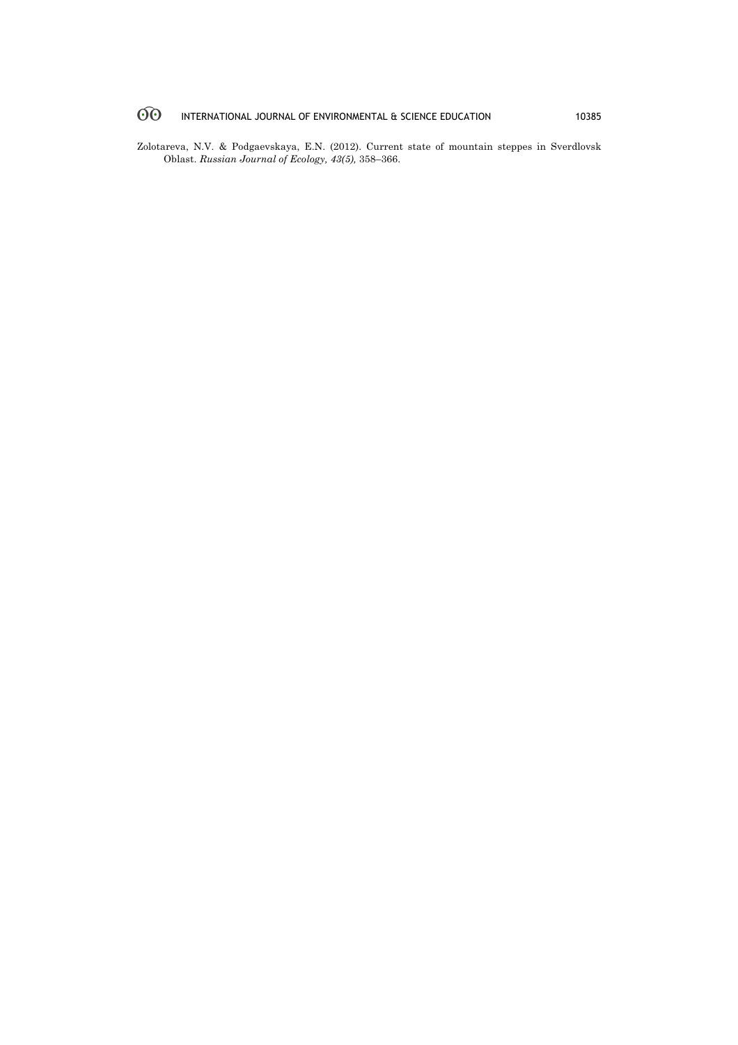Zolotareva, N.V. & Podgaevskaya, E.N. (2012). Current state of mountain steppes in Sverdlovsk Oblast. *Russian Journal of Ecology, 43(5),* 358–366.